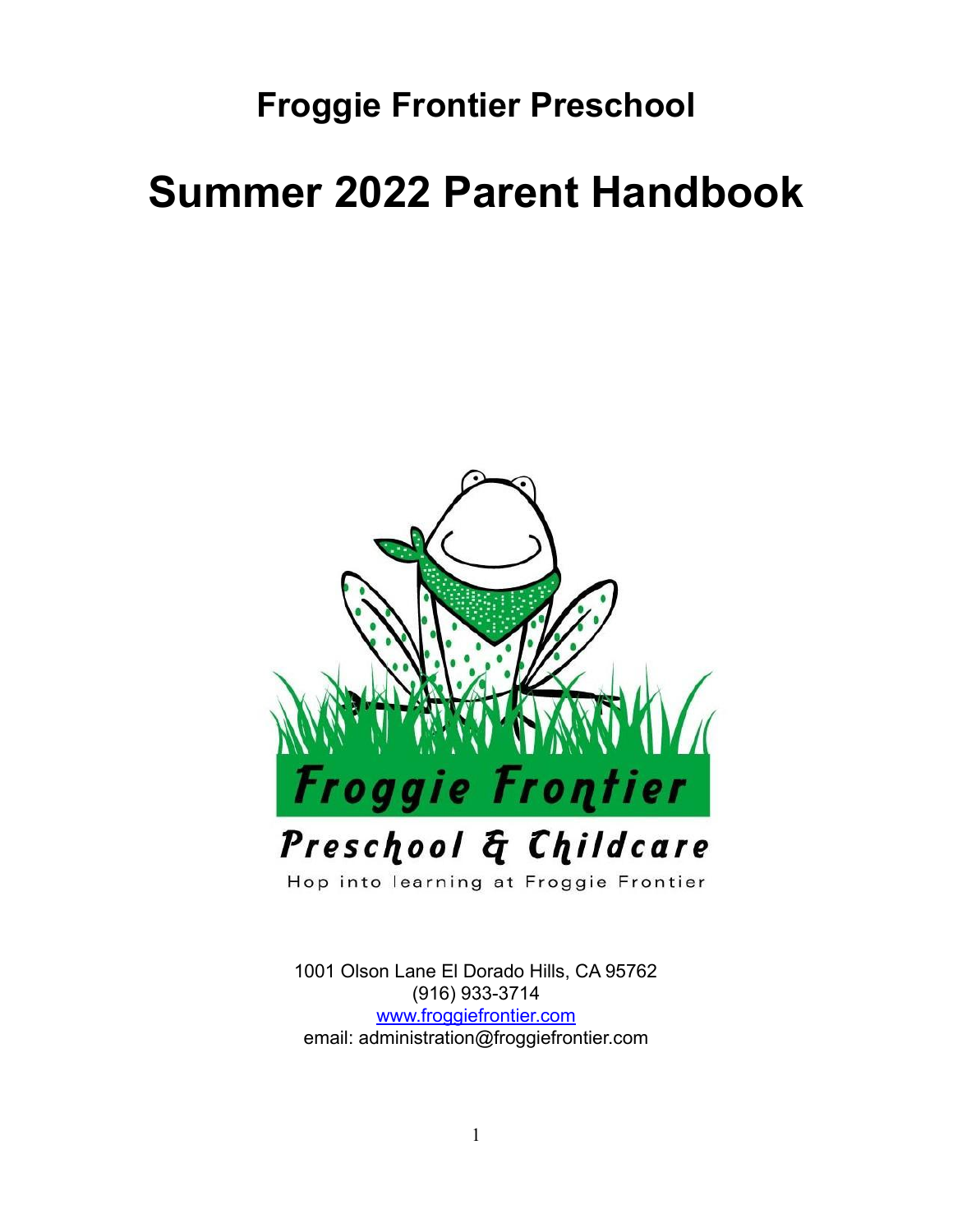# Froggie Frontier Preschool

# Summer 2022 Parent Handbook

Froggie Frontier

Preschool & Childcare

Hop into learning at Froggie Frontier

1001 Olson Lane El Dorado Hills, CA 95762
(916) 933-3714
www.froggiefrontier.com
email: administration@froggiefrontier.com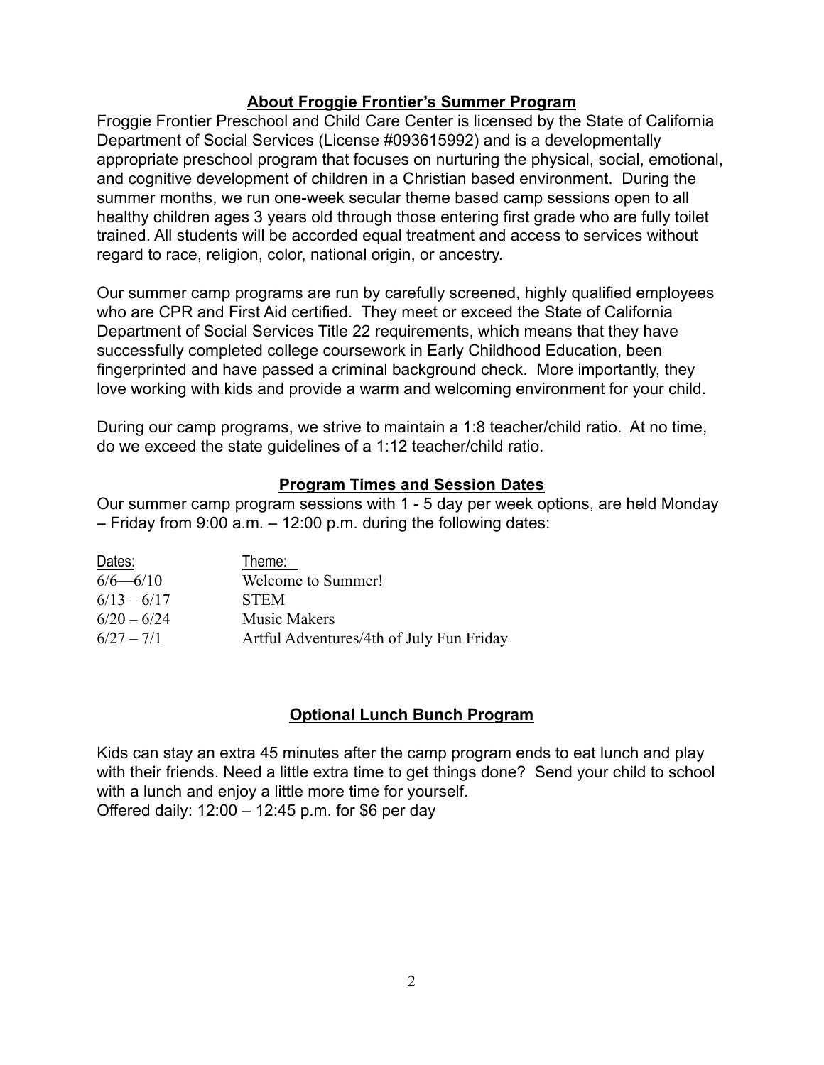## About Froggie Frontier's Summer Program

Froggie Frontier Preschool and Child Care Center is licensed by the State of California Department of Social Services (License #093615992) and is a developmentally appropriate preschool program that focuses on nurturing the physical, social, emotional, and cognitive development of children in a Christian based environment. During the summer months, we run one-week secular theme based camp sessions open to all healthy children ages 3 years old through those entering first grade who are fully toilet trained. All students will be accorded equal treatment and access to services without regard to race, religion, color, national origin, or ancestry.

Our summer camp programs are run by carefully screened, highly qualified employees who are CPR and First Aid certified. They meet or exceed the State of California Department of Social Services Title 22 requirements, which means that they have successfully completed college coursework in Early Childhood Education, been fingerprinted and have passed a criminal background check. More importantly, they love working with kids and provide a warm and welcoming environment for your child.

During our camp programs, we strive to maintain a 1:8 teacher/child ratio. At no time, do we exceed the state guidelines of a 1:12 teacher/child ratio.

## Program Times and Session Dates

Our summer camp program sessions with 1 - 5 day per week options, are held Monday – Friday from 9:00 a.m. – 12:00 p.m. during the following dates:

| Dates: | Theme: |
|---|---|
| 6/6—6/10 | Welcome to Summer! |
| 6/13 – 6/17 | STEM |
| 6/20 – 6/24 | Music Makers |
| 6/27 – 7/1 | Artful Adventures/4th of July Fun Friday |

## Optional Lunch Bunch Program

Kids can stay an extra 45 minutes after the camp program ends to eat lunch and play with their friends. Need a little extra time to get things done? Send your child to school with a lunch and enjoy a little more time for yourself.
Offered daily: 12:00 – 12:45 p.m. for $6 per day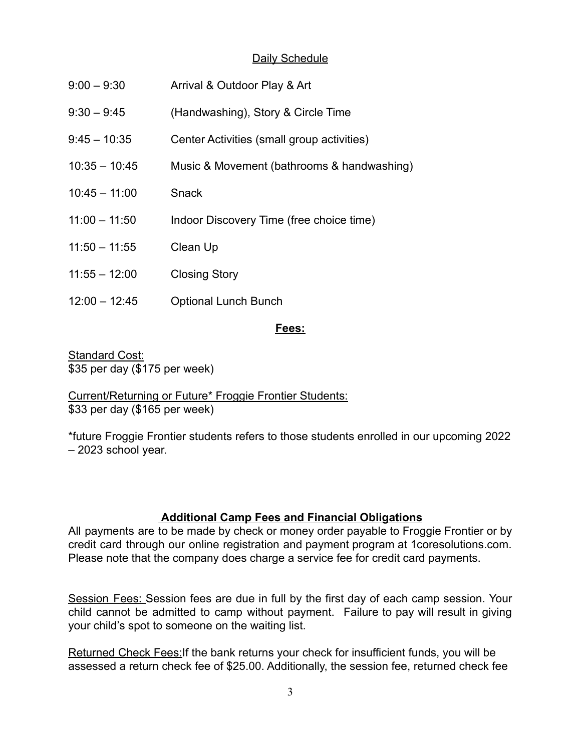## Daily Schedule

| | |
|---|---|
| 9:00 – 9:30 | Arrival & Outdoor Play & Art |
| 9:30 – 9:45 | (Handwashing), Story & Circle Time |
| 9:45 – 10:35 | Center Activities (small group activities) |
| 10:35 – 10:45 | Music & Movement (bathrooms & handwashing) |
| 10:45 – 11:00 | Snack |
| 11:00 – 11:50 | Indoor Discovery Time (free choice time) |
| 11:50 – 11:55 | Clean Up |
| 11:55 – 12:00 | Closing Story |
| 12:00 – 12:45 | Optional Lunch Bunch |

## Fees:

Standard Cost:
$35 per day ($175 per week)

Current/Returning or Future* Froggie Frontier Students:
$33 per day ($165 per week)

*future Froggie Frontier students refers to those students enrolled in our upcoming 2022 – 2023 school year.

## Additional Camp Fees and Financial Obligations

All payments are to be made by check or money order payable to Froggie Frontier or by credit card through our online registration and payment program at 1coresolutions.com. Please note that the company does charge a service fee for credit card payments.

Session Fees: Session fees are due in full by the first day of each camp session. Your child cannot be admitted to camp without payment. Failure to pay will result in giving your child's spot to someone on the waiting list.

Returned Check Fees: If the bank returns your check for insufficient funds, you will be assessed a return check fee of $25.00. Additionally, the session fee, returned check fee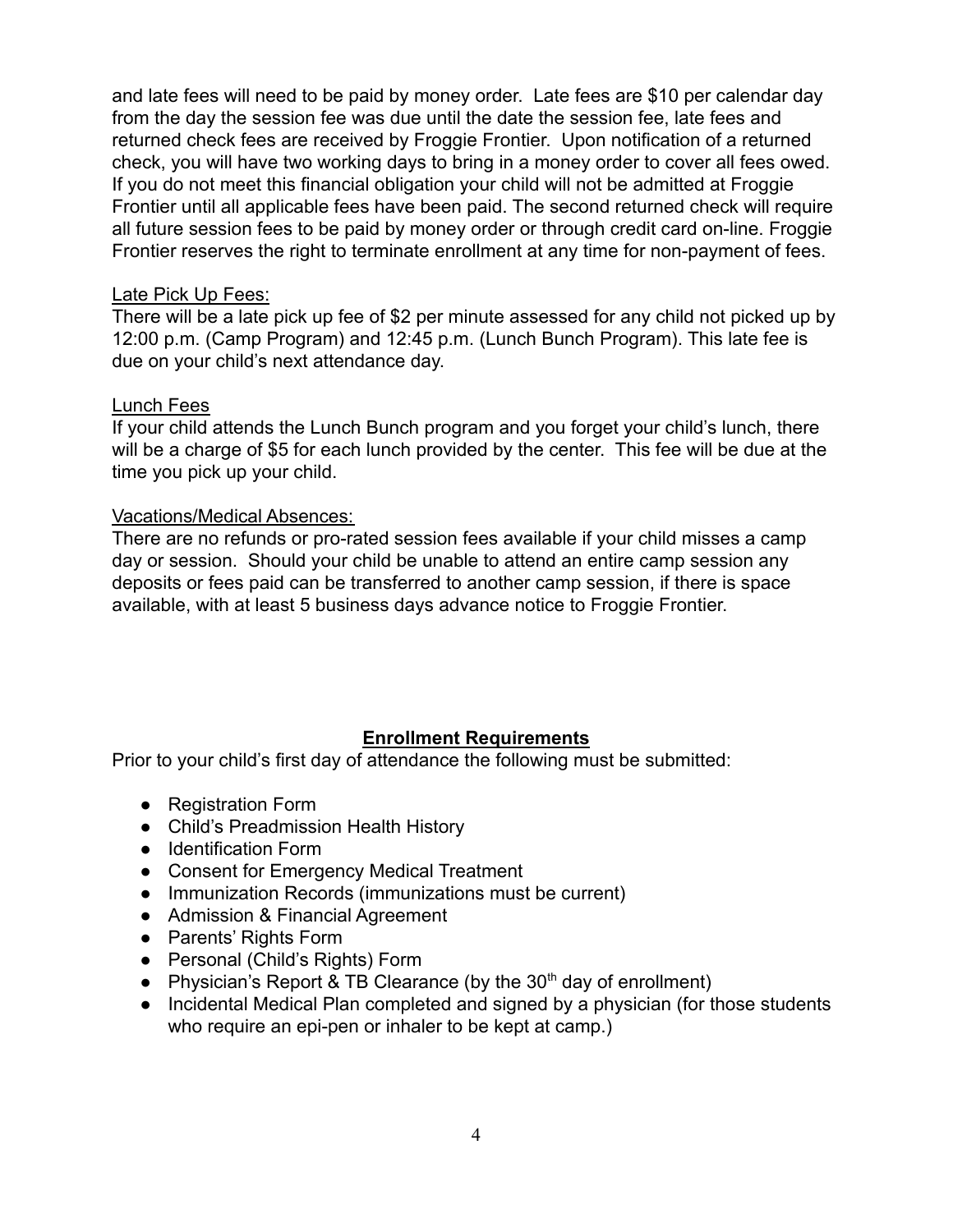and late fees will need to be paid by money order. Late fees are $10 per calendar day from the day the session fee was due until the date the session fee, late fees and returned check fees are received by Froggie Frontier. Upon notification of a returned check, you will have two working days to bring in a money order to cover all fees owed. If you do not meet this financial obligation your child will not be admitted at Froggie Frontier until all applicable fees have been paid. The second returned check will require all future session fees to be paid by money order or through credit card on-line. Froggie Frontier reserves the right to terminate enrollment at any time for non-payment of fees.

<u>Late Pick Up Fees:</u>
There will be a late pick up fee of $2 per minute assessed for any child not picked up by 12:00 p.m. (Camp Program) and 12:45 p.m. (Lunch Bunch Program). This late fee is due on your child's next attendance day.

<u>Lunch Fees</u>
If your child attends the Lunch Bunch program and you forget your child's lunch, there will be a charge of $5 for each lunch provided by the center. This fee will be due at the time you pick up your child.

<u>Vacations/Medical Absences:</u>
There are no refunds or pro-rated session fees available if your child misses a camp day or session. Should your child be unable to attend an entire camp session any deposits or fees paid can be transferred to another camp session, if there is space available, with at least 5 business days advance notice to Froggie Frontier.

## **Enrollment Requirements**

Prior to your child's first day of attendance the following must be submitted:

- Registration Form
- Child's Preadmission Health History
- Identification Form
- Consent for Emergency Medical Treatment
- Immunization Records (immunizations must be current)
- Admission & Financial Agreement
- Parents' Rights Form
- Personal (Child's Rights) Form
- Physician's Report & TB Clearance (by the 30th day of enrollment)
- Incidental Medical Plan completed and signed by a physician (for those students who require an epi-pen or inhaler to be kept at camp.)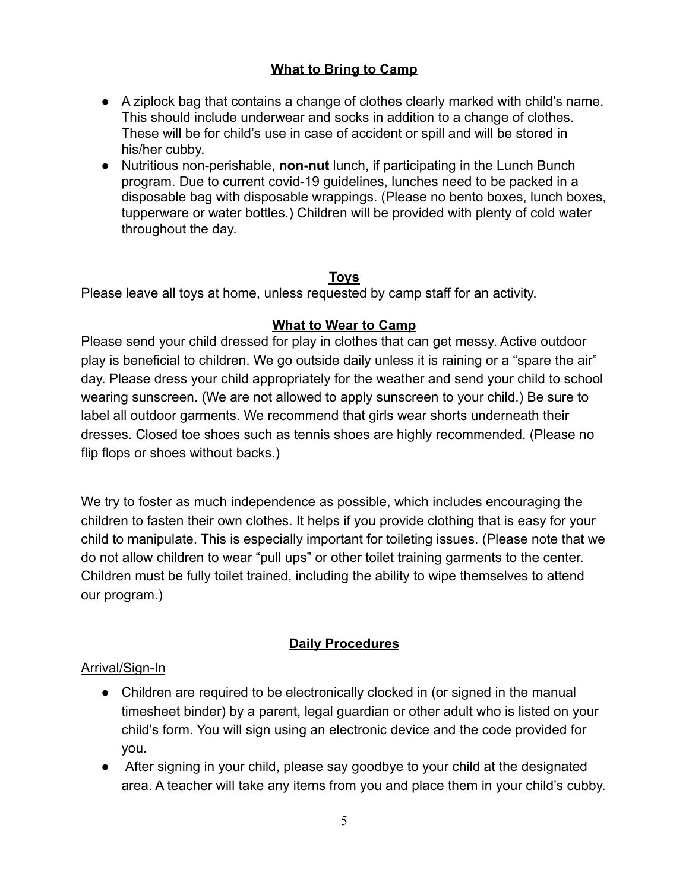## What to Bring to Camp

- A ziplock bag that contains a change of clothes clearly marked with child's name. This should include underwear and socks in addition to a change of clothes. These will be for child's use in case of accident or spill and will be stored in his/her cubby.
- Nutritious non-perishable, **non-nut** lunch, if participating in the Lunch Bunch program. Due to current covid-19 guidelines, lunches need to be packed in a disposable bag with disposable wrappings. (Please no bento boxes, lunch boxes, tupperware or water bottles.) Children will be provided with plenty of cold water throughout the day.

## Toys

Please leave all toys at home, unless requested by camp staff for an activity.

## What to Wear to Camp

Please send your child dressed for play in clothes that can get messy. Active outdoor play is beneficial to children. We go outside daily unless it is raining or a "spare the air" day. Please dress your child appropriately for the weather and send your child to school wearing sunscreen. (We are not allowed to apply sunscreen to your child.) Be sure to label all outdoor garments. We recommend that girls wear shorts underneath their dresses. Closed toe shoes such as tennis shoes are highly recommended. (Please no flip flops or shoes without backs.)

We try to foster as much independence as possible, which includes encouraging the children to fasten their own clothes. It helps if you provide clothing that is easy for your child to manipulate. This is especially important for toileting issues. (Please note that we do not allow children to wear "pull ups" or other toilet training garments to the center. Children must be fully toilet trained, including the ability to wipe themselves to attend our program.)

## Daily Procedures

### Arrival/Sign-In

- Children are required to be electronically clocked in (or signed in the manual timesheet binder) by a parent, legal guardian or other adult who is listed on your child's form. You will sign using an electronic device and the code provided for you.
- After signing in your child, please say goodbye to your child at the designated area. A teacher will take any items from you and place them in your child's cubby.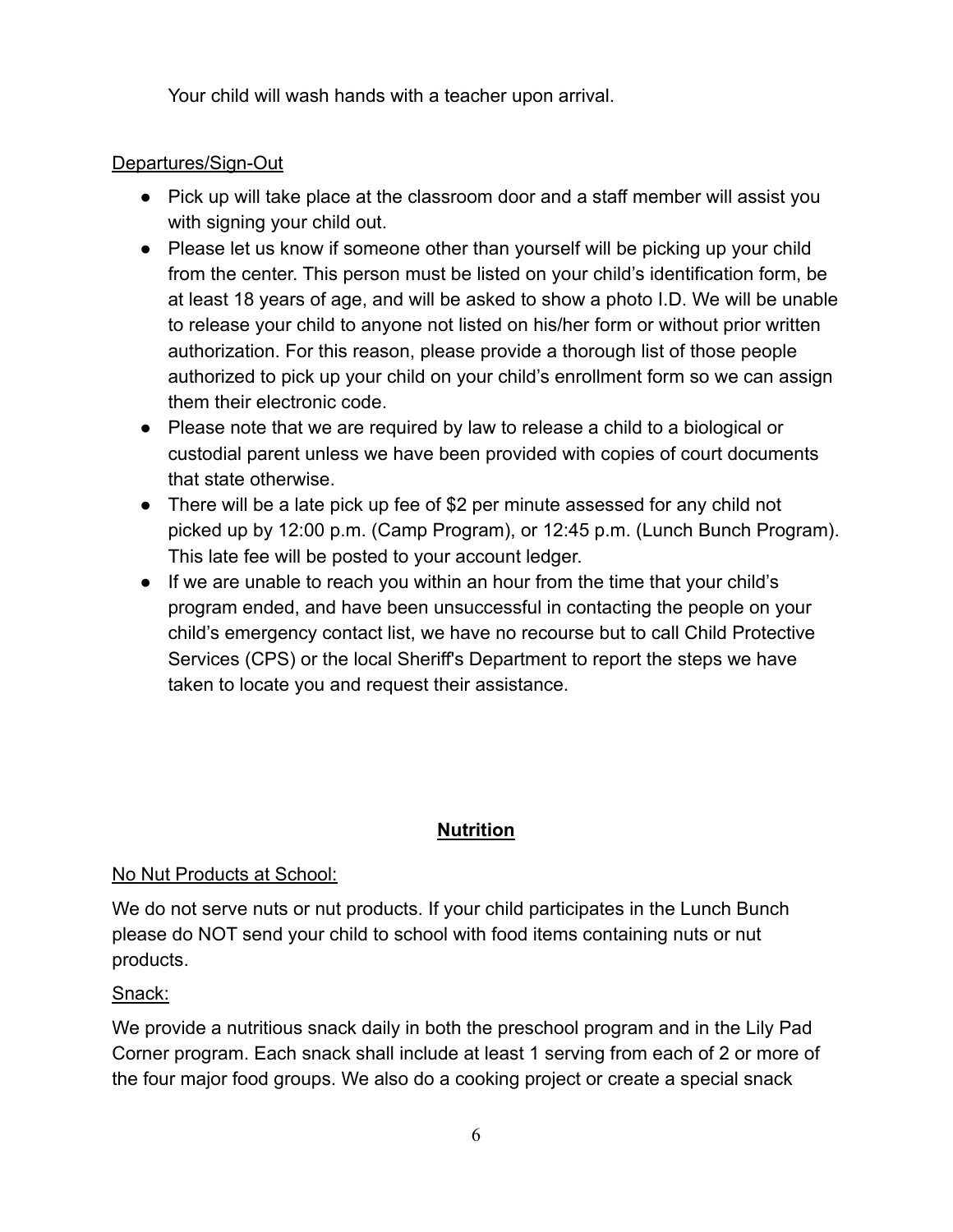Your child will wash hands with a teacher upon arrival.

Departures/Sign-Out

- Pick up will take place at the classroom door and a staff member will assist you with signing your child out.
- Please let us know if someone other than yourself will be picking up your child from the center. This person must be listed on your child's identification form, be at least 18 years of age, and will be asked to show a photo I.D. We will be unable to release your child to anyone not listed on his/her form or without prior written authorization. For this reason, please provide a thorough list of those people authorized to pick up your child on your child's enrollment form so we can assign them their electronic code.
- Please note that we are required by law to release a child to a biological or custodial parent unless we have been provided with copies of court documents that state otherwise.
- There will be a late pick up fee of $2 per minute assessed for any child not picked up by 12:00 p.m. (Camp Program), or 12:45 p.m. (Lunch Bunch Program). This late fee will be posted to your account ledger.
- If we are unable to reach you within an hour from the time that your child's program ended, and have been unsuccessful in contacting the people on your child's emergency contact list, we have no recourse but to call Child Protective Services (CPS) or the local Sheriff's Department to report the steps we have taken to locate you and request their assistance.

## Nutrition

No Nut Products at School:

We do not serve nuts or nut products. If your child participates in the Lunch Bunch please do NOT send your child to school with food items containing nuts or nut products.

Snack:

We provide a nutritious snack daily in both the preschool program and in the Lily Pad Corner program. Each snack shall include at least 1 serving from each of 2 or more of the four major food groups. We also do a cooking project or create a special snack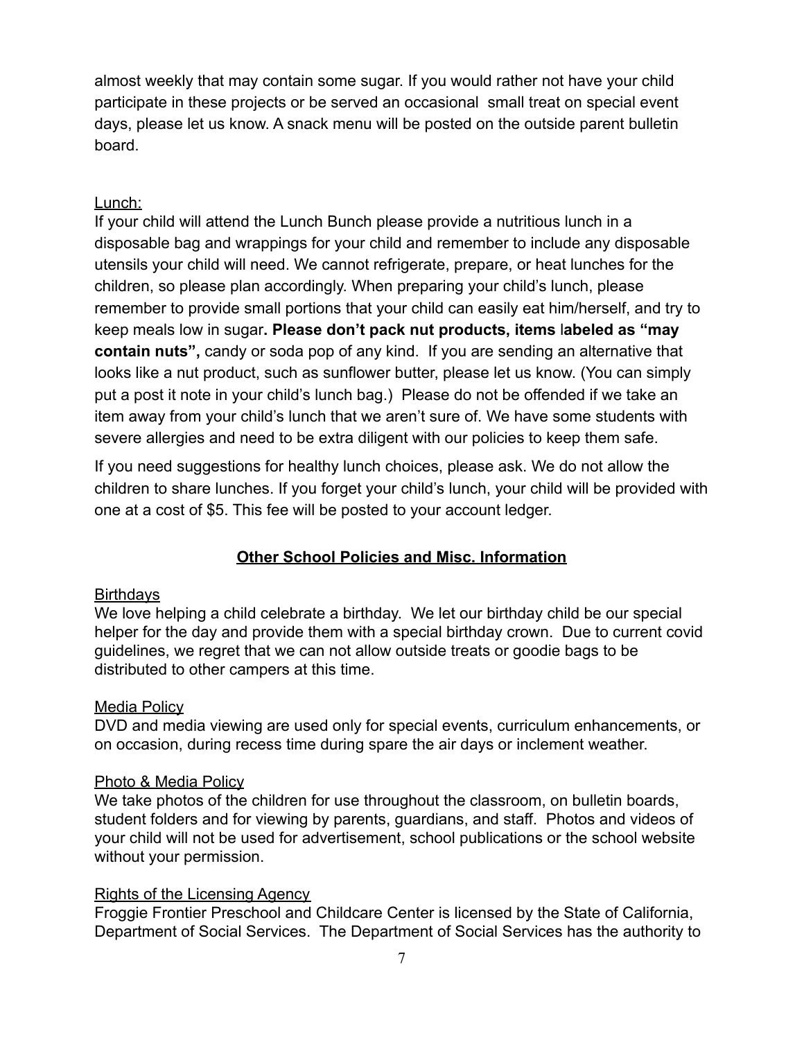almost weekly that may contain some sugar. If you would rather not have your child participate in these projects or be served an occasional small treat on special event days, please let us know. A snack menu will be posted on the outside parent bulletin board.

Lunch:

If your child will attend the Lunch Bunch please provide a nutritious lunch in a disposable bag and wrappings for your child and remember to include any disposable utensils your child will need. We cannot refrigerate, prepare, or heat lunches for the children, so please plan accordingly. When preparing your child's lunch, please remember to provide small portions that your child can easily eat him/herself, and try to keep meals low in sugar**. Please don't pack nut products, items labeled as "may contain nuts",** candy or soda pop of any kind. If you are sending an alternative that looks like a nut product, such as sunflower butter, please let us know. (You can simply put a post it note in your child's lunch bag.) Please do not be offended if we take an item away from your child's lunch that we aren't sure of. We have some students with severe allergies and need to be extra diligent with our policies to keep them safe.

If you need suggestions for healthy lunch choices, please ask. We do not allow the children to share lunches. If you forget your child's lunch, your child will be provided with one at a cost of $5. This fee will be posted to your account ledger.

## Other School Policies and Misc. Information

Birthdays

We love helping a child celebrate a birthday. We let our birthday child be our special helper for the day and provide them with a special birthday crown. Due to current covid guidelines, we regret that we can not allow outside treats or goodie bags to be distributed to other campers at this time.

Media Policy

DVD and media viewing are used only for special events, curriculum enhancements, or on occasion, during recess time during spare the air days or inclement weather.

Photo & Media Policy

We take photos of the children for use throughout the classroom, on bulletin boards, student folders and for viewing by parents, guardians, and staff. Photos and videos of your child will not be used for advertisement, school publications or the school website without your permission.

Rights of the Licensing Agency

Froggie Frontier Preschool and Childcare Center is licensed by the State of California, Department of Social Services. The Department of Social Services has the authority to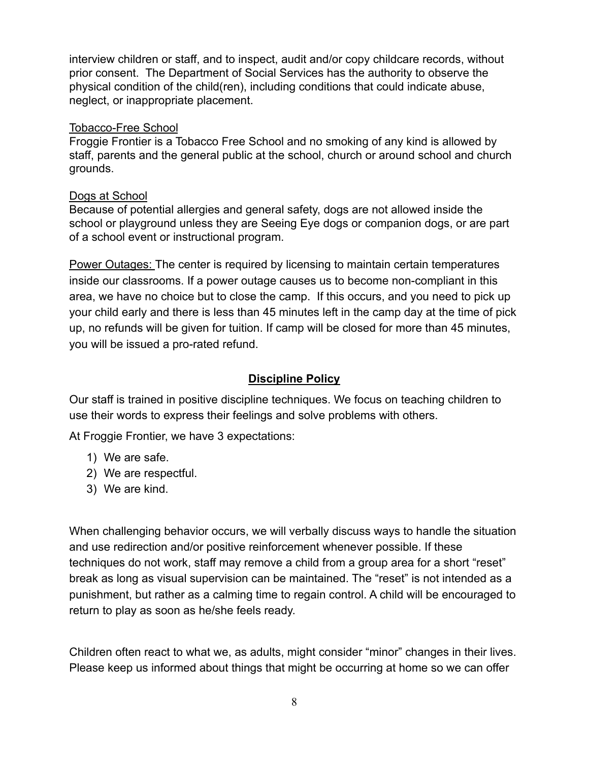interview children or staff, and to inspect, audit and/or copy childcare records, without prior consent. The Department of Social Services has the authority to observe the physical condition of the child(ren), including conditions that could indicate abuse, neglect, or inappropriate placement.

Tobacco-Free School

Froggie Frontier is a Tobacco Free School and no smoking of any kind is allowed by staff, parents and the general public at the school, church or around school and church grounds.

Dogs at School

Because of potential allergies and general safety, dogs are not allowed inside the school or playground unless they are Seeing Eye dogs or companion dogs, or are part of a school event or instructional program.

Power Outages: The center is required by licensing to maintain certain temperatures inside our classrooms. If a power outage causes us to become non-compliant in this area, we have no choice but to close the camp. If this occurs, and you need to pick up your child early and there is less than 45 minutes left in the camp day at the time of pick up, no refunds will be given for tuition. If camp will be closed for more than 45 minutes, you will be issued a pro-rated refund.

## **Discipline Policy**

Our staff is trained in positive discipline techniques. We focus on teaching children to use their words to express their feelings and solve problems with others.

At Froggie Frontier, we have 3 expectations:

1) We are safe.
2) We are respectful.
3) We are kind.

When challenging behavior occurs, we will verbally discuss ways to handle the situation and use redirection and/or positive reinforcement whenever possible. If these techniques do not work, staff may remove a child from a group area for a short "reset" break as long as visual supervision can be maintained. The "reset" is not intended as a punishment, but rather as a calming time to regain control. A child will be encouraged to return to play as soon as he/she feels ready.

Children often react to what we, as adults, might consider "minor" changes in their lives. Please keep us informed about things that might be occurring at home so we can offer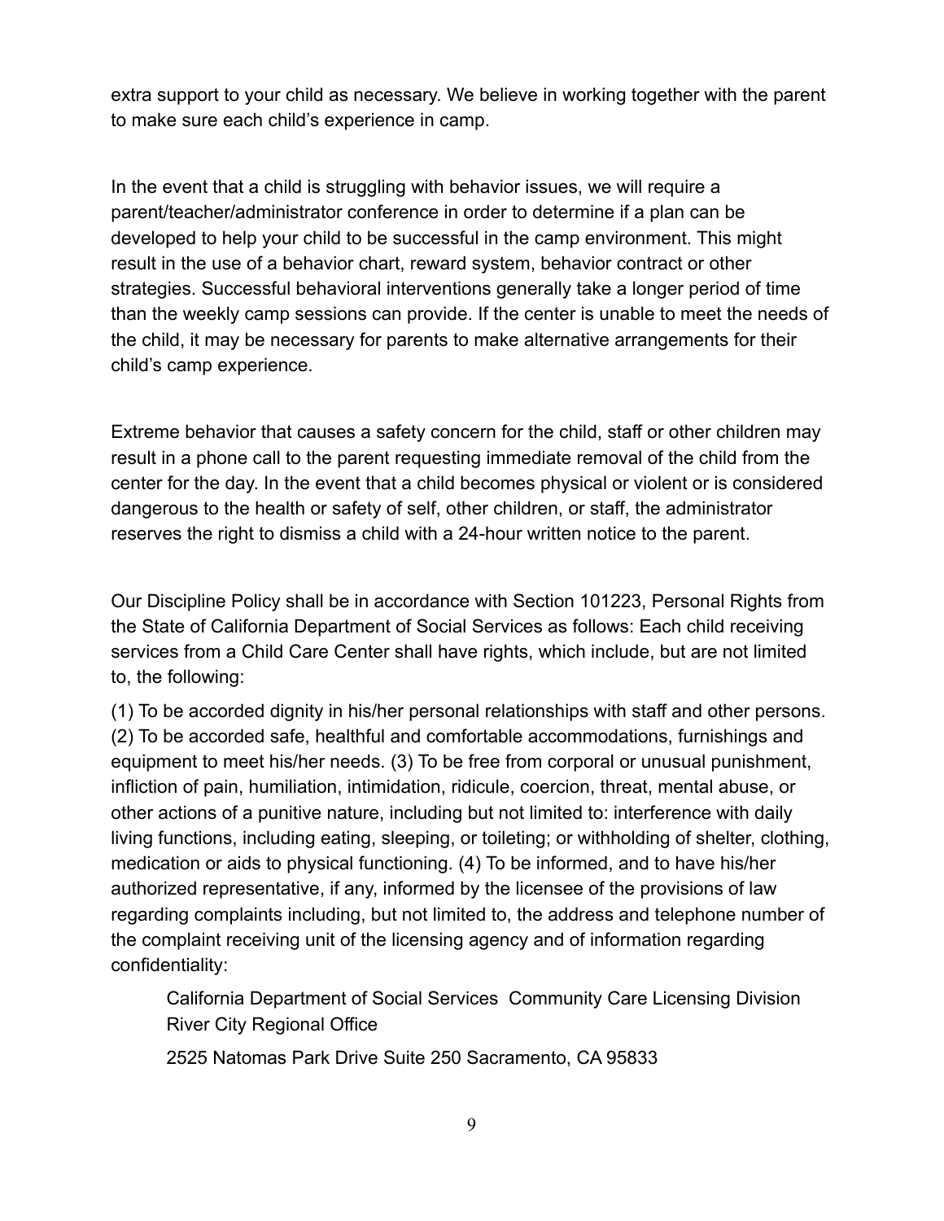extra support to your child as necessary. We believe in working together with the parent to make sure each child's experience in camp.

In the event that a child is struggling with behavior issues, we will require a parent/teacher/administrator conference in order to determine if a plan can be developed to help your child to be successful in the camp environment. This might result in the use of a behavior chart, reward system, behavior contract or other strategies. Successful behavioral interventions generally take a longer period of time than the weekly camp sessions can provide. If the center is unable to meet the needs of the child, it may be necessary for parents to make alternative arrangements for their child's camp experience.

Extreme behavior that causes a safety concern for the child, staff or other children may result in a phone call to the parent requesting immediate removal of the child from the center for the day. In the event that a child becomes physical or violent or is considered dangerous to the health or safety of self, other children, or staff, the administrator reserves the right to dismiss a child with a 24-hour written notice to the parent.

Our Discipline Policy shall be in accordance with Section 101223, Personal Rights from the State of California Department of Social Services as follows: Each child receiving services from a Child Care Center shall have rights, which include, but are not limited to, the following:

(1) To be accorded dignity in his/her personal relationships with staff and other persons. (2) To be accorded safe, healthful and comfortable accommodations, furnishings and equipment to meet his/her needs. (3) To be free from corporal or unusual punishment, infliction of pain, humiliation, intimidation, ridicule, coercion, threat, mental abuse, or other actions of a punitive nature, including but not limited to: interference with daily living functions, including eating, sleeping, or toileting; or withholding of shelter, clothing, medication or aids to physical functioning. (4) To be informed, and to have his/her authorized representative, if any, informed by the licensee of the provisions of law regarding complaints including, but not limited to, the address and telephone number of the complaint receiving unit of the licensing agency and of information regarding confidentiality:

> California Department of Social Services Community Care Licensing Division River City Regional Office
>
> 2525 Natomas Park Drive Suite 250 Sacramento, CA 95833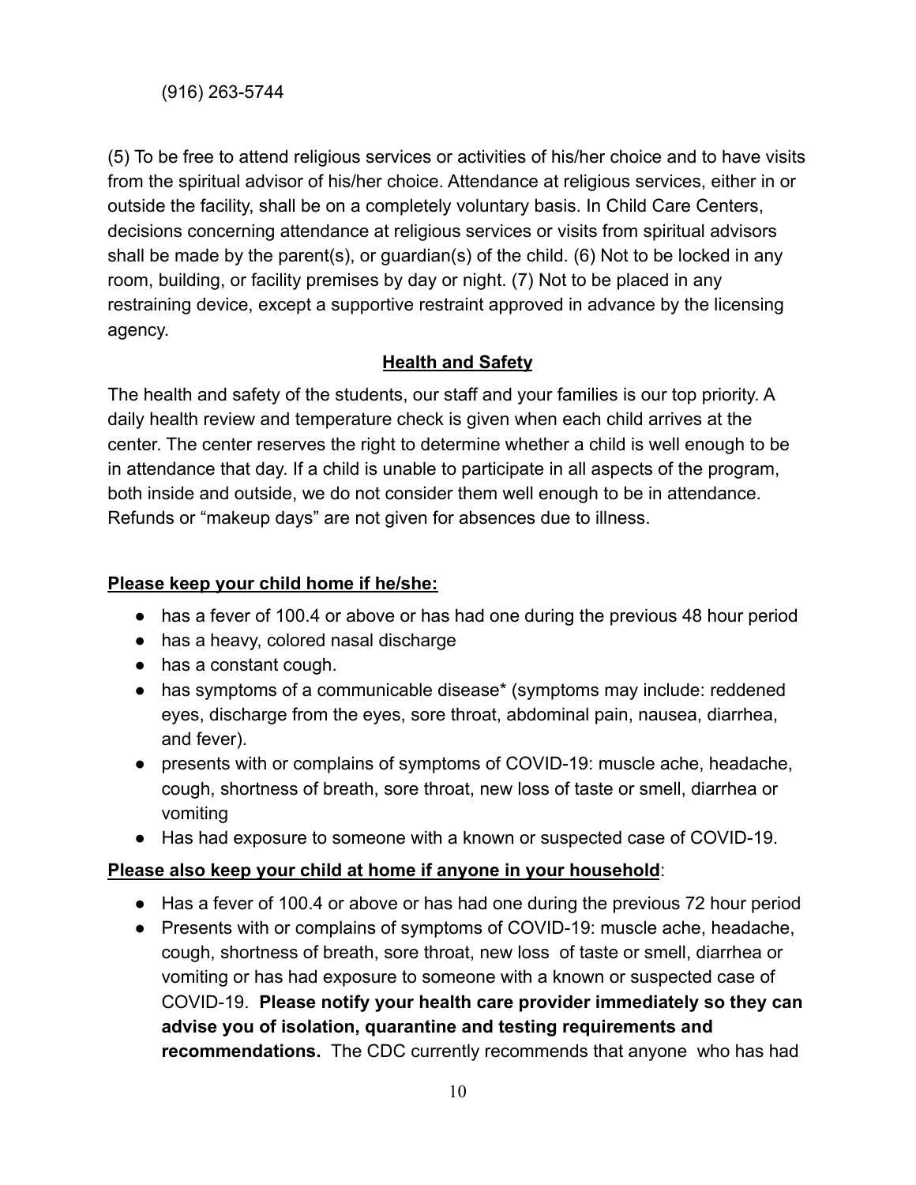(916) 263-5744

(5) To be free to attend religious services or activities of his/her choice and to have visits from the spiritual advisor of his/her choice. Attendance at religious services, either in or outside the facility, shall be on a completely voluntary basis. In Child Care Centers, decisions concerning attendance at religious services or visits from spiritual advisors shall be made by the parent(s), or guardian(s) of the child. (6) Not to be locked in any room, building, or facility premises by day or night. (7) Not to be placed in any restraining device, except a supportive restraint approved in advance by the licensing agency.

## Health and Safety

The health and safety of the students, our staff and your families is our top priority. A daily health review and temperature check is given when each child arrives at the center. The center reserves the right to determine whether a child is well enough to be in attendance that day. If a child is unable to participate in all aspects of the program, both inside and outside, we do not consider them well enough to be in attendance. Refunds or "makeup days" are not given for absences due to illness.

**Please keep your child home if he/she:**

- has a fever of 100.4 or above or has had one during the previous 48 hour period
- has a heavy, colored nasal discharge
- has a constant cough.
- has symptoms of a communicable disease* (symptoms may include: reddened eyes, discharge from the eyes, sore throat, abdominal pain, nausea, diarrhea, and fever).
- presents with or complains of symptoms of COVID-19: muscle ache, headache, cough, shortness of breath, sore throat, new loss of taste or smell, diarrhea or vomiting
- Has had exposure to someone with a known or suspected case of COVID-19.

**Please also keep your child at home if anyone in your household**:

- Has a fever of 100.4 or above or has had one during the previous 72 hour period
- Presents with or complains of symptoms of COVID-19: muscle ache, headache, cough, shortness of breath, sore throat, new loss of taste or smell, diarrhea or vomiting or has had exposure to someone with a known or suspected case of COVID-19. **Please notify your health care provider immediately so they can advise you of isolation, quarantine and testing requirements and recommendations.** The CDC currently recommends that anyone who has had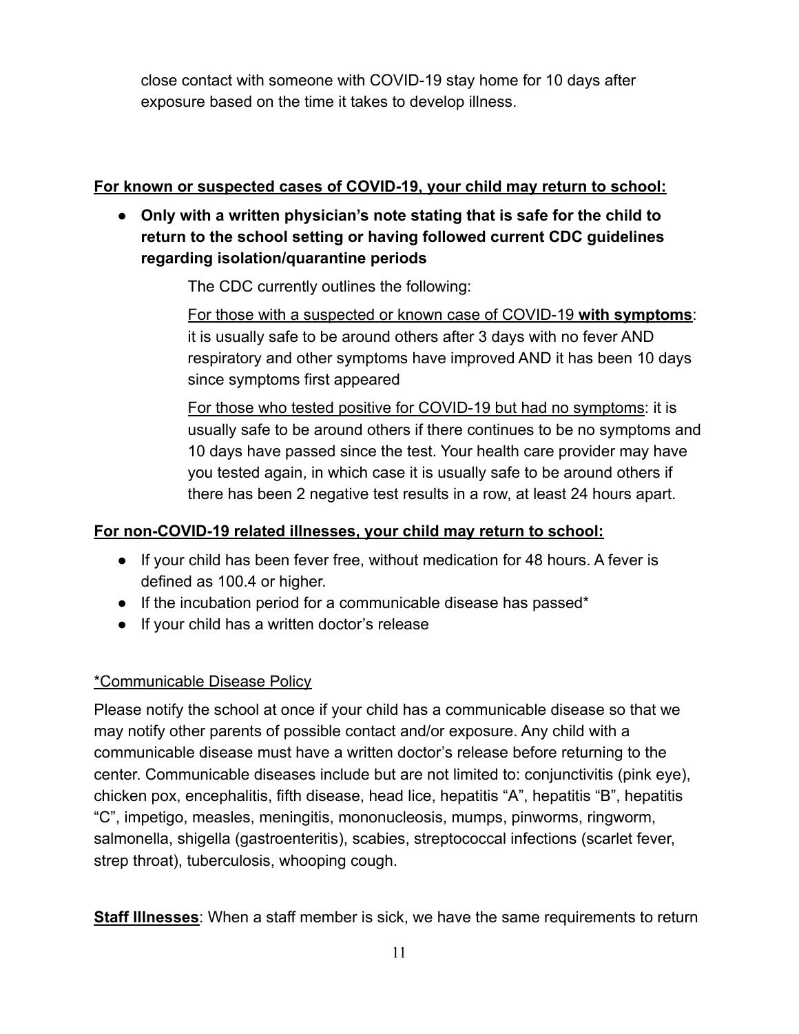close contact with someone with COVID-19 stay home for 10 days after exposure based on the time it takes to develop illness.

**For known or suspected cases of COVID-19, your child may return to school:**

- **Only with a written physician's note stating that is safe for the child to return to the school setting or having followed current CDC guidelines regarding isolation/quarantine periods**

  The CDC currently outlines the following:

  For those with a suspected or known case of COVID-19 **with symptoms**: it is usually safe to be around others after 3 days with no fever AND respiratory and other symptoms have improved AND it has been 10 days since symptoms first appeared

  For those who tested positive for COVID-19 but had no symptoms: it is usually safe to be around others if there continues to be no symptoms and 10 days have passed since the test. Your health care provider may have you tested again, in which case it is usually safe to be around others if there has been 2 negative test results in a row, at least 24 hours apart.

**For non-COVID-19 related illnesses, your child may return to school:**

- If your child has been fever free, without medication for 48 hours. A fever is defined as 100.4 or higher.
- If the incubation period for a communicable disease has passed*
- If your child has a written doctor's release

*Communicable Disease Policy

Please notify the school at once if your child has a communicable disease so that we may notify other parents of possible contact and/or exposure. Any child with a communicable disease must have a written doctor's release before returning to the center. Communicable diseases include but are not limited to: conjunctivitis (pink eye), chicken pox, encephalitis, fifth disease, head lice, hepatitis "A", hepatitis "B", hepatitis "C", impetigo, measles, meningitis, mononucleosis, mumps, pinworms, ringworm, salmonella, shigella (gastroenteritis), scabies, streptococcal infections (scarlet fever, strep throat), tuberculosis, whooping cough.

**Staff Illnesses**: When a staff member is sick, we have the same requirements to return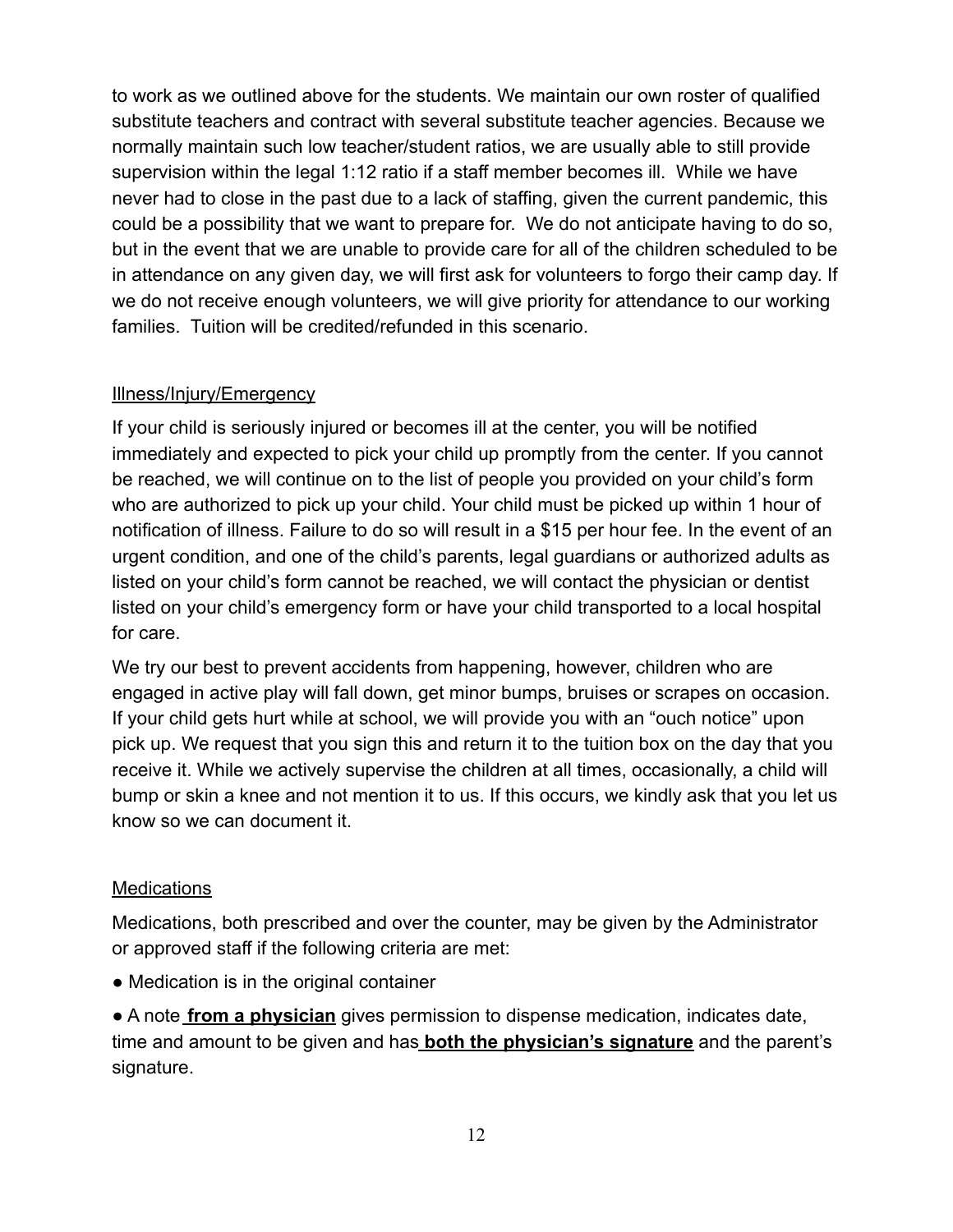to work as we outlined above for the students. We maintain our own roster of qualified substitute teachers and contract with several substitute teacher agencies. Because we normally maintain such low teacher/student ratios, we are usually able to still provide supervision within the legal 1:12 ratio if a staff member becomes ill. While we have never had to close in the past due to a lack of staffing, given the current pandemic, this could be a possibility that we want to prepare for. We do not anticipate having to do so, but in the event that we are unable to provide care for all of the children scheduled to be in attendance on any given day, we will first ask for volunteers to forgo their camp day. If we do not receive enough volunteers, we will give priority for attendance to our working families. Tuition will be credited/refunded in this scenario.

<u>Illness/Injury/Emergency</u>

If your child is seriously injured or becomes ill at the center, you will be notified immediately and expected to pick your child up promptly from the center. If you cannot be reached, we will continue on to the list of people you provided on your child's form who are authorized to pick up your child. Your child must be picked up within 1 hour of notification of illness. Failure to do so will result in a $15 per hour fee. In the event of an urgent condition, and one of the child's parents, legal guardians or authorized adults as listed on your child's form cannot be reached, we will contact the physician or dentist listed on your child's emergency form or have your child transported to a local hospital for care.

We try our best to prevent accidents from happening, however, children who are engaged in active play will fall down, get minor bumps, bruises or scrapes on occasion. If your child gets hurt while at school, we will provide you with an "ouch notice" upon pick up. We request that you sign this and return it to the tuition box on the day that you receive it. While we actively supervise the children at all times, occasionally, a child will bump or skin a knee and not mention it to us. If this occurs, we kindly ask that you let us know so we can document it.

<u>Medications</u>

Medications, both prescribed and over the counter, may be given by the Administrator or approved staff if the following criteria are met:

- Medication is in the original container
- A note **<u>from a physician</u>** gives permission to dispense medication, indicates date, time and amount to be given and has **<u>both the physician's signature</u>** and the parent's signature.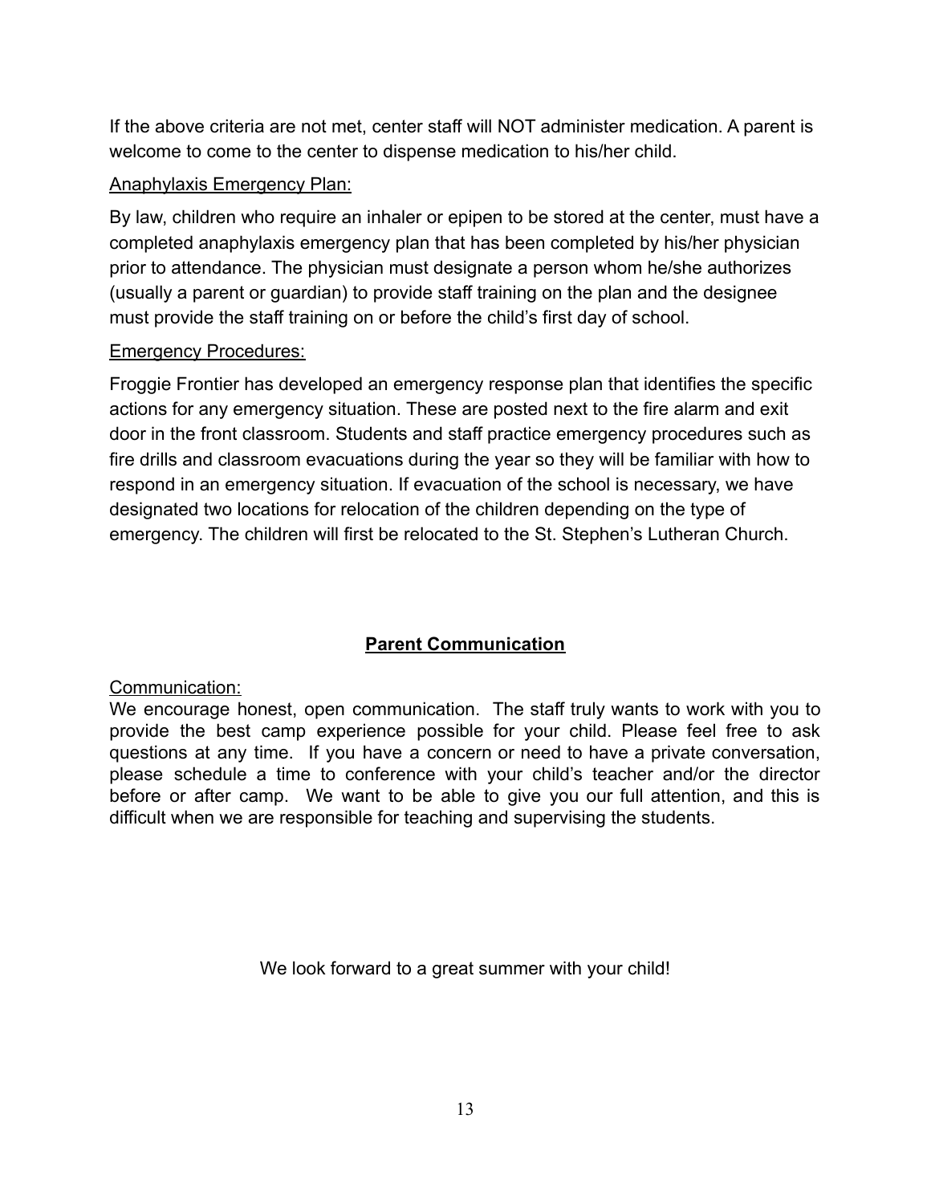If the above criteria are not met, center staff will NOT administer medication. A parent is welcome to come to the center to dispense medication to his/her child.

Anaphylaxis Emergency Plan:

By law, children who require an inhaler or epipen to be stored at the center, must have a completed anaphylaxis emergency plan that has been completed by his/her physician prior to attendance. The physician must designate a person whom he/she authorizes (usually a parent or guardian) to provide staff training on the plan and the designee must provide the staff training on or before the child's first day of school.

Emergency Procedures:

Froggie Frontier has developed an emergency response plan that identifies the specific actions for any emergency situation. These are posted next to the fire alarm and exit door in the front classroom. Students and staff practice emergency procedures such as fire drills and classroom evacuations during the year so they will be familiar with how to respond in an emergency situation. If evacuation of the school is necessary, we have designated two locations for relocation of the children depending on the type of emergency. The children will first be relocated to the St. Stephen's Lutheran Church.

## **Parent Communication**

Communication:

We encourage honest, open communication. The staff truly wants to work with you to provide the best camp experience possible for your child. Please feel free to ask questions at any time. If you have a concern or need to have a private conversation, please schedule a time to conference with your child's teacher and/or the director before or after camp. We want to be able to give you our full attention, and this is difficult when we are responsible for teaching and supervising the students.

We look forward to a great summer with your child!